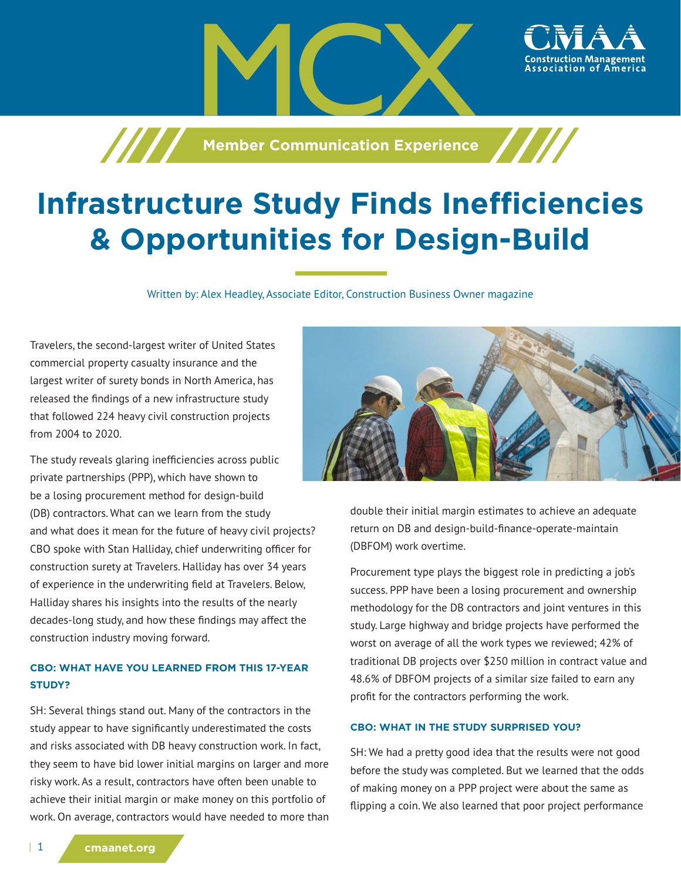# Infrastructure Study Finds Inefficiencies & Opportunities for Design-Build

Written by: Alex Headley, Associate Editor, Construction Business Owner magazine

Travelers, the second-largest writer of United States commercial property casualty insurance and the largest writer of surety bonds in North America, has released the findings of a new infrastructure study that followed 224 heavy civil construction projects from 2004 to 2020.

The study reveals glaring inefficiencies across public private partnerships (PPP), which have shown to be a losing procurement method for design-build (DB) contractors. What can we learn from the study and what does it mean for the future of heavy civil projects? CBO spoke with Stan Halliday, chief underwriting officer for construction surety at Travelers. Halliday has over 34 years of experience in the underwriting field at Travelers. Below, Halliday shares his insights into the results of the nearly decades-long study, and how these findings may affect the construction industry moving forward.

### CBO: WHAT HAVE YOU LEARNED FROM THIS 17-YEAR STUDY?

SH: Several things stand out. Many of the contractors in the study appear to have significantly underestimated the costs and risks associated with DB heavy construction work. In fact, they seem to have bid lower initial margins on larger and more risky work. As a result, contractors have often been unable to achieve their initial margin or make money on this portfolio of work. On average, contractors would have needed to more than double their initial margin estimates to achieve an adequate return on DB and design-build-finance-operate-maintain (DBFOM) work overtime.

Procurement type plays the biggest role in predicting a job's success. PPP have been a losing procurement and ownership methodology for the DB contractors and joint ventures in this study. Large highway and bridge projects have performed the worst on average of all the work types we reviewed; 42% of traditional DB projects over $250 million in contract value and 48.6% of DBFOM projects of a similar size failed to earn any profit for the contractors performing the work.

### CBO: WHAT IN THE STUDY SURPRISED YOU?

SH: We had a pretty good idea that the results were not good before the study was completed. But we learned that the odds of making money on a PPP project were about the same as flipping a coin. We also learned that poor project performance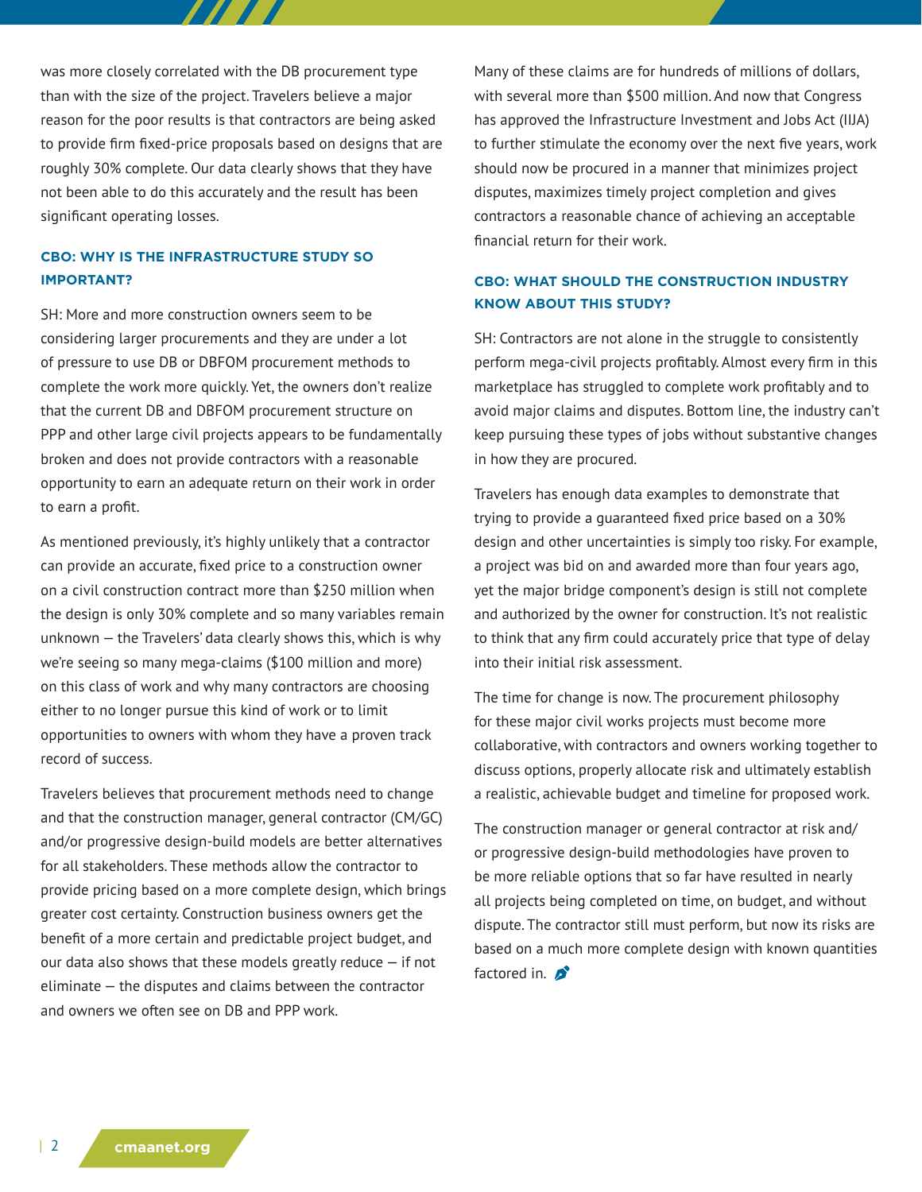was more closely correlated with the DB procurement type than with the size of the project. Travelers believe a major reason for the poor results is that contractors are being asked to provide firm fixed-price proposals based on designs that are roughly 30% complete. Our data clearly shows that they have not been able to do this accurately and the result has been significant operating losses.

### CBO: WHY IS THE INFRASTRUCTURE STUDY SO IMPORTANT?

SH: More and more construction owners seem to be considering larger procurements and they are under a lot of pressure to use DB or DBFOM procurement methods to complete the work more quickly. Yet, the owners don't realize that the current DB and DBFOM procurement structure on PPP and other large civil projects appears to be fundamentally broken and does not provide contractors with a reasonable opportunity to earn an adequate return on their work in order to earn a profit.

As mentioned previously, it's highly unlikely that a contractor can provide an accurate, fixed price to a construction owner on a civil construction contract more than $250 million when the design is only 30% complete and so many variables remain unknown — the Travelers' data clearly shows this, which is why we're seeing so many mega-claims ($100 million and more) on this class of work and why many contractors are choosing either to no longer pursue this kind of work or to limit opportunities to owners with whom they have a proven track record of success.

Travelers believes that procurement methods need to change and that the construction manager, general contractor (CM/GC) and/or progressive design-build models are better alternatives for all stakeholders. These methods allow the contractor to provide pricing based on a more complete design, which brings greater cost certainty. Construction business owners get the benefit of a more certain and predictable project budget, and our data also shows that these models greatly reduce — if not eliminate — the disputes and claims between the contractor and owners we often see on DB and PPP work.

Many of these claims are for hundreds of millions of dollars, with several more than $500 million. And now that Congress has approved the Infrastructure Investment and Jobs Act (IIJA) to further stimulate the economy over the next five years, work should now be procured in a manner that minimizes project disputes, maximizes timely project completion and gives contractors a reasonable chance of achieving an acceptable financial return for their work.

### CBO: WHAT SHOULD THE CONSTRUCTION INDUSTRY KNOW ABOUT THIS STUDY?

SH: Contractors are not alone in the struggle to consistently perform mega-civil projects profitably. Almost every firm in this marketplace has struggled to complete work profitably and to avoid major claims and disputes. Bottom line, the industry can't keep pursuing these types of jobs without substantive changes in how they are procured.

Travelers has enough data examples to demonstrate that trying to provide a guaranteed fixed price based on a 30% design and other uncertainties is simply too risky. For example, a project was bid on and awarded more than four years ago, yet the major bridge component's design is still not complete and authorized by the owner for construction. It's not realistic to think that any firm could accurately price that type of delay into their initial risk assessment.

The time for change is now. The procurement philosophy for these major civil works projects must become more collaborative, with contractors and owners working together to discuss options, properly allocate risk and ultimately establish a realistic, achievable budget and timeline for proposed work.

The construction manager or general contractor at risk and/or progressive design-build methodologies have proven to be more reliable options that so far have resulted in nearly all projects being completed on time, on budget, and without dispute. The contractor still must perform, but now its risks are based on a much more complete design with known quantities factored in.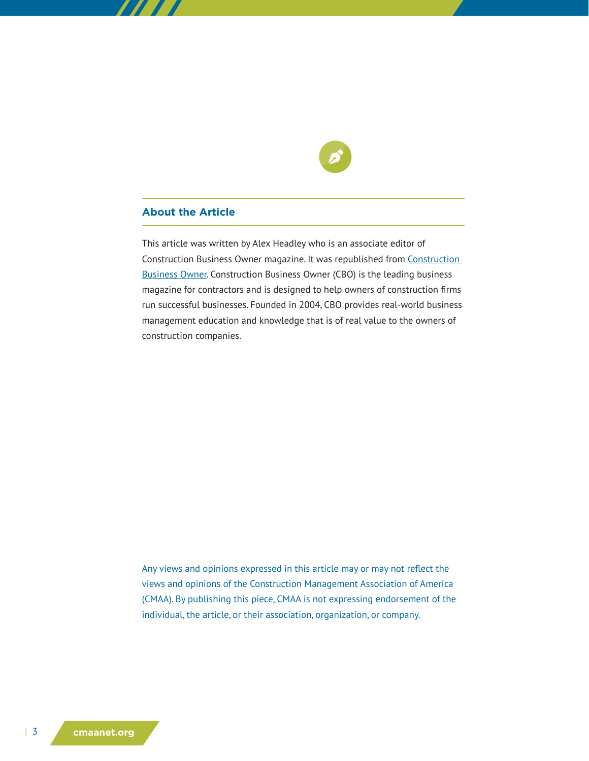## About the Article

This article was written by Alex Headley who is an associate editor of Construction Business Owner magazine. It was republished from Construction Business Owner. Construction Business Owner (CBO) is the leading business magazine for contractors and is designed to help owners of construction firms run successful businesses. Founded in 2004, CBO provides real-world business management education and knowledge that is of real value to the owners of construction companies.

Any views and opinions expressed in this article may or may not reflect the views and opinions of the Construction Management Association of America (CMAA). By publishing this piece, CMAA is not expressing endorsement of the individual, the article, or their association, organization, or company.